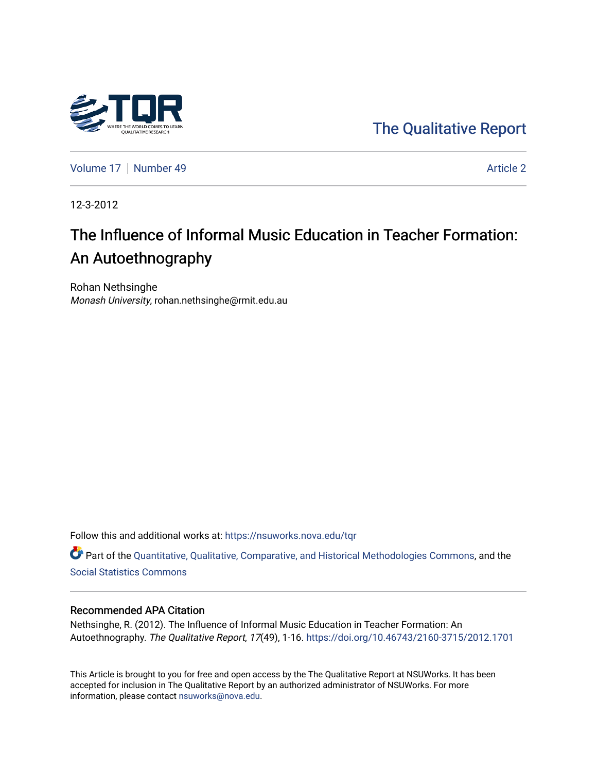The Qualitative Report

Volume 17 | Number 49 | Article 2

12-3-2012

# The Influence of Informal Music Education in Teacher Formation: An Autoethnography

Rohan Nethsinghe
*Monash University*, rohan.nethsinghe@rmit.edu.au

Follow this and additional works at: https://nsuworks.nova.edu/tqr

Part of the Quantitative, Qualitative, Comparative, and Historical Methodologies Commons, and the Social Statistics Commons

## Recommended APA Citation

Nethsinghe, R. (2012). The Influence of Informal Music Education in Teacher Formation: An Autoethnography. *The Qualitative Report*, *17*(49), 1-16. https://doi.org/10.46743/2160-3715/2012.1701

This Article is brought to you for free and open access by the The Qualitative Report at NSUWorks. It has been accepted for inclusion in The Qualitative Report by an authorized administrator of NSUWorks. For more information, please contact nsuworks@nova.edu.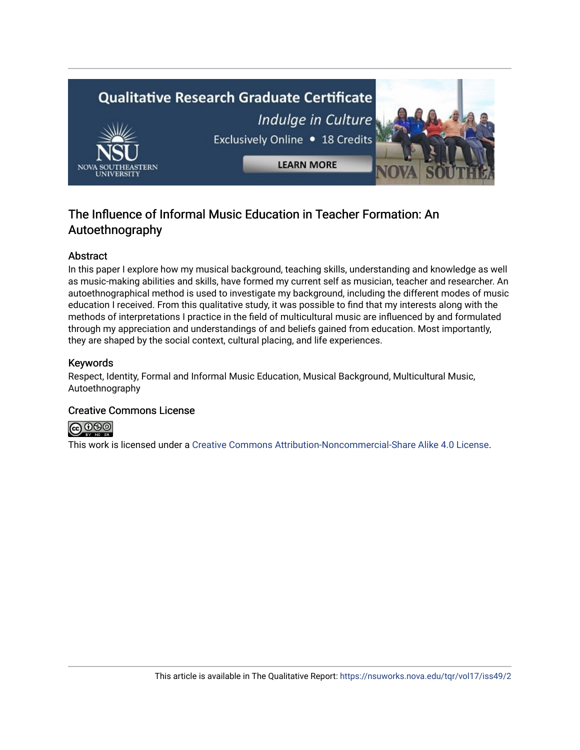# The Influence of Informal Music Education in Teacher Formation: An Autoethnography

## Abstract

In this paper I explore how my musical background, teaching skills, understanding and knowledge as well as music-making abilities and skills, have formed my current self as musician, teacher and researcher. An autoethnographical method is used to investigate my background, including the different modes of music education I received. From this qualitative study, it was possible to find that my interests along with the methods of interpretations I practice in the field of multicultural music are influenced by and formulated through my appreciation and understandings of and beliefs gained from education. Most importantly, they are shaped by the social context, cultural placing, and life experiences.

## Keywords

Respect, Identity, Formal and Informal Music Education, Musical Background, Multicultural Music, Autoethnography

## Creative Commons License

This work is licensed under a Creative Commons Attribution-Noncommercial-Share Alike 4.0 License.

This article is available in The Qualitative Report: https://nsuworks.nova.edu/tqr/vol17/iss49/2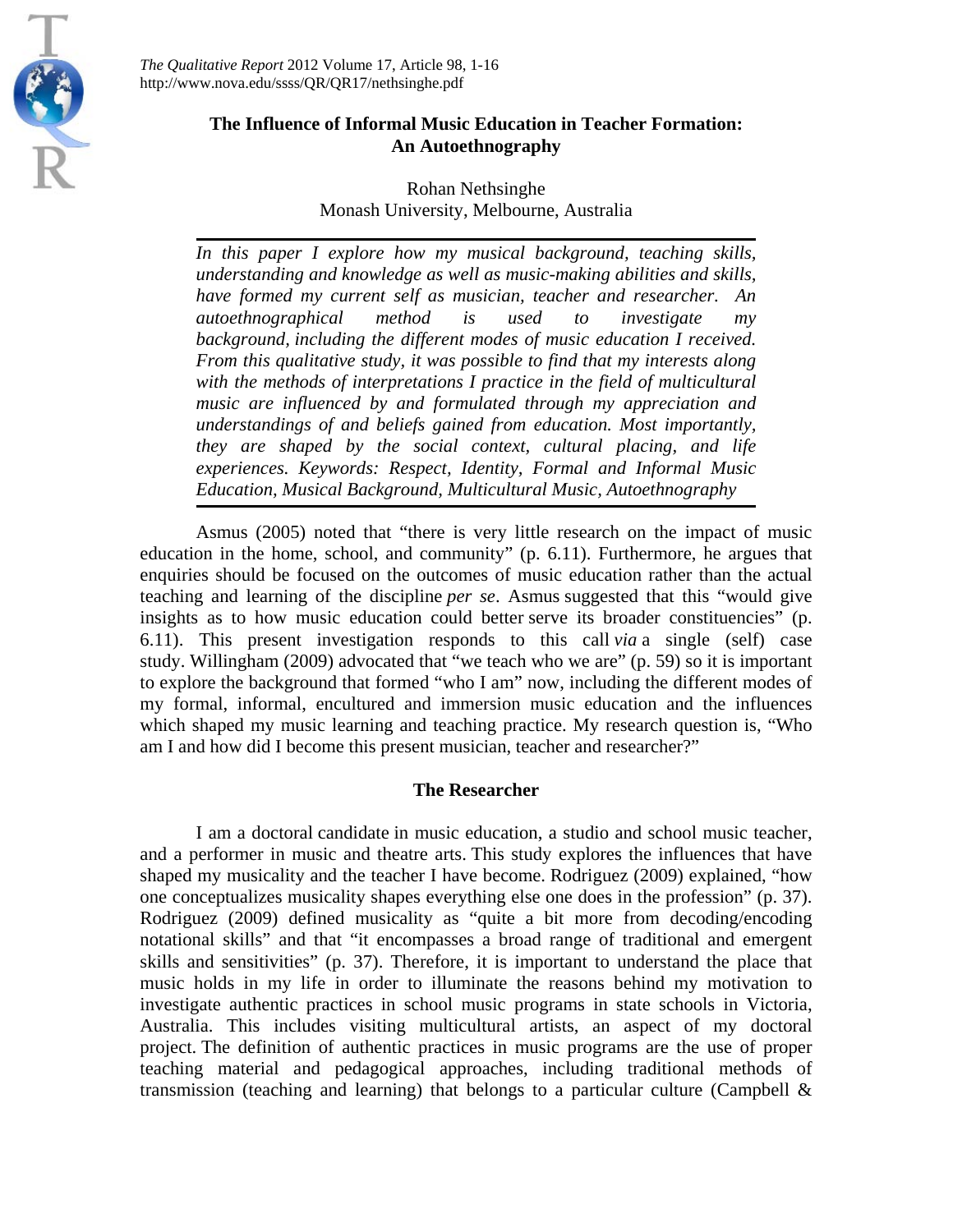# The Influence of Informal Music Education in Teacher Formation: An Autoethnography

Rohan Nethsinghe

Monash University, Melbourne, Australia

*In this paper I explore how my musical background, teaching skills, understanding and knowledge as well as music-making abilities and skills, have formed my current self as musician, teacher and researcher. An autoethnographical method is used to investigate my background, including the different modes of music education I received. From this qualitative study, it was possible to find that my interests along with the methods of interpretations I practice in the field of multicultural music are influenced by and formulated through my appreciation and understandings of and beliefs gained from education. Most importantly, they are shaped by the social context, cultural placing, and life experiences. Keywords: Respect, Identity, Formal and Informal Music Education, Musical Background, Multicultural Music, Autoethnography*

Asmus (2005) noted that "there is very little research on the impact of music education in the home, school, and community" (p. 6.11). Furthermore, he argues that enquiries should be focused on the outcomes of music education rather than the actual teaching and learning of the discipline *per se*. Asmus suggested that this "would give insights as to how music education could better serve its broader constituencies" (p. 6.11). This present investigation responds to this call *via* a single (self) case study. Willingham (2009) advocated that "we teach who we are" (p. 59) so it is important to explore the background that formed "who I am" now, including the different modes of my formal, informal, encultured and immersion music education and the influences which shaped my music learning and teaching practice. My research question is, "Who am I and how did I become this present musician, teacher and researcher?"

## The Researcher

I am a doctoral candidate in music education, a studio and school music teacher, and a performer in music and theatre arts. This study explores the influences that have shaped my musicality and the teacher I have become. Rodriguez (2009) explained, "how one conceptualizes musicality shapes everything else one does in the profession" (p. 37). Rodriguez (2009) defined musicality as "quite a bit more from decoding/encoding notational skills" and that "it encompasses a broad range of traditional and emergent skills and sensitivities" (p. 37). Therefore, it is important to understand the place that music holds in my life in order to illuminate the reasons behind my motivation to investigate authentic practices in school music programs in state schools in Victoria, Australia. This includes visiting multicultural artists, an aspect of my doctoral project. The definition of authentic practices in music programs are the use of proper teaching material and pedagogical approaches, including traditional methods of transmission (teaching and learning) that belongs to a particular culture (Campbell &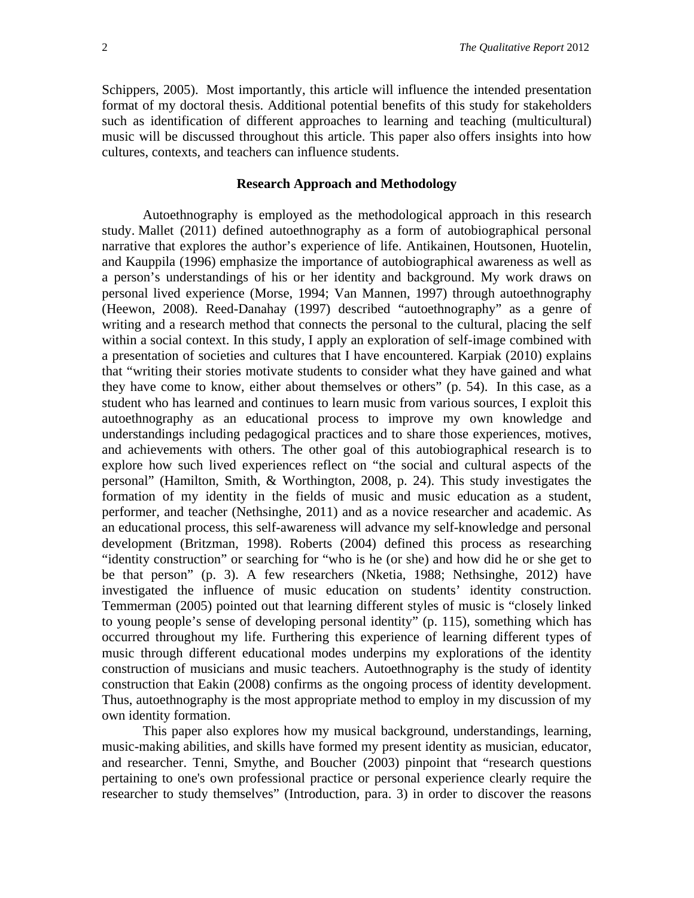Schippers, 2005). Most importantly, this article will influence the intended presentation format of my doctoral thesis. Additional potential benefits of this study for stakeholders such as identification of different approaches to learning and teaching (multicultural) music will be discussed throughout this article. This paper also offers insights into how cultures, contexts, and teachers can influence students.

## Research Approach and Methodology

Autoethnography is employed as the methodological approach in this research study. Mallet (2011) defined autoethnography as a form of autobiographical personal narrative that explores the author's experience of life. Antikainen, Houtsonen, Huotelin, and Kauppila (1996) emphasize the importance of autobiographical awareness as well as a person's understandings of his or her identity and background. My work draws on personal lived experience (Morse, 1994; Van Mannen, 1997) through autoethnography (Heewon, 2008). Reed-Danahay (1997) described "autoethnography" as a genre of writing and a research method that connects the personal to the cultural, placing the self within a social context. In this study, I apply an exploration of self-image combined with a presentation of societies and cultures that I have encountered. Karpiak (2010) explains that "writing their stories motivate students to consider what they have gained and what they have come to know, either about themselves or others" (p. 54). In this case, as a student who has learned and continues to learn music from various sources, I exploit this autoethnography as an educational process to improve my own knowledge and understandings including pedagogical practices and to share those experiences, motives, and achievements with others. The other goal of this autobiographical research is to explore how such lived experiences reflect on "the social and cultural aspects of the personal" (Hamilton, Smith, & Worthington, 2008, p. 24). This study investigates the formation of my identity in the fields of music and music education as a student, performer, and teacher (Nethsinghe, 2011) and as a novice researcher and academic. As an educational process, this self-awareness will advance my self-knowledge and personal development (Britzman, 1998). Roberts (2004) defined this process as researching "identity construction" or searching for "who is he (or she) and how did he or she get to be that person" (p. 3). A few researchers (Nketia, 1988; Nethsinghe, 2012) have investigated the influence of music education on students' identity construction. Temmerman (2005) pointed out that learning different styles of music is "closely linked to young people's sense of developing personal identity" (p. 115), something which has occurred throughout my life. Furthering this experience of learning different types of music through different educational modes underpins my explorations of the identity construction of musicians and music teachers. Autoethnography is the study of identity construction that Eakin (2008) confirms as the ongoing process of identity development. Thus, autoethnography is the most appropriate method to employ in my discussion of my own identity formation.

This paper also explores how my musical background, understandings, learning, music-making abilities, and skills have formed my present identity as musician, educator, and researcher. Tenni, Smythe, and Boucher (2003) pinpoint that "research questions pertaining to one's own professional practice or personal experience clearly require the researcher to study themselves" (Introduction, para. 3) in order to discover the reasons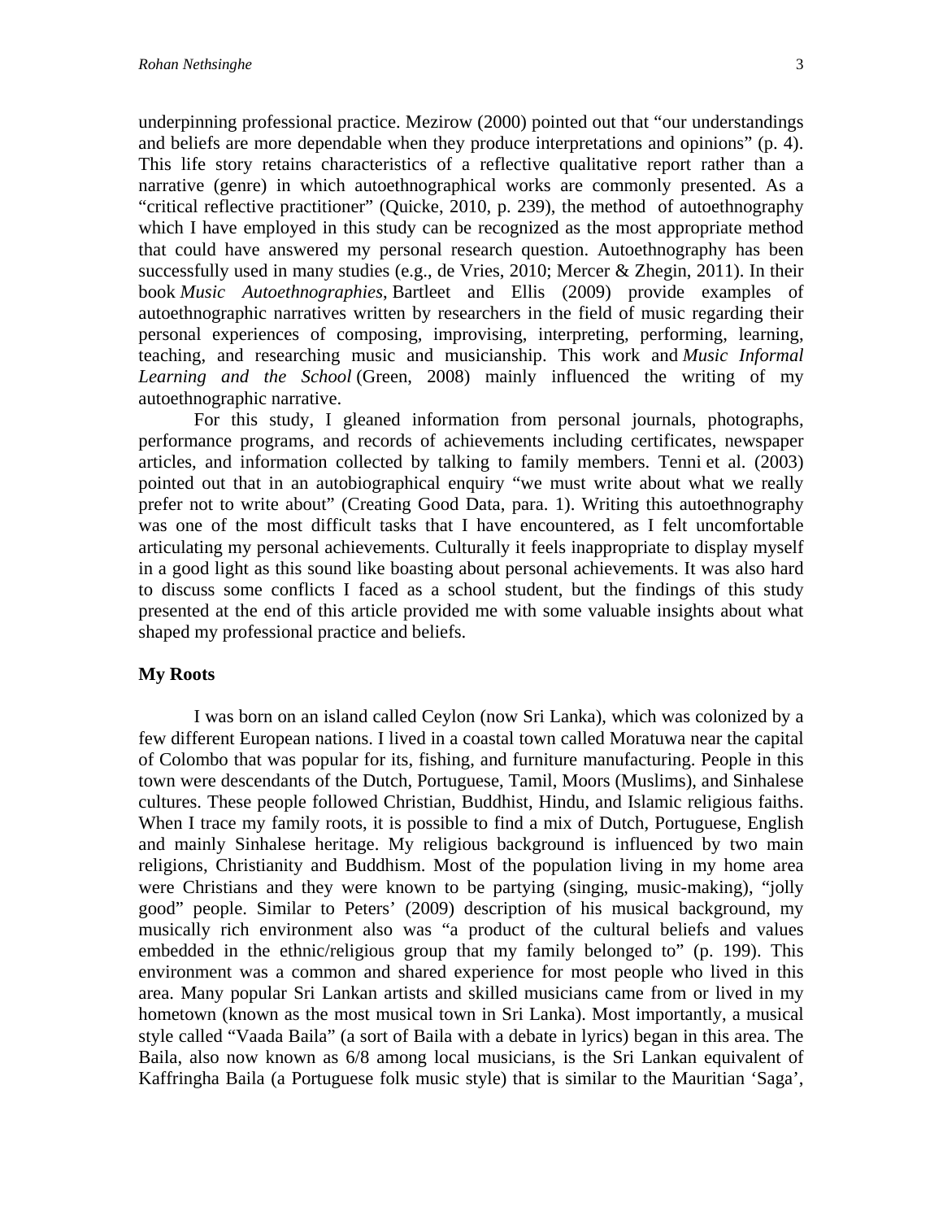underpinning professional practice. Mezirow (2000) pointed out that "our understandings and beliefs are more dependable when they produce interpretations and opinions" (p. 4). This life story retains characteristics of a reflective qualitative report rather than a narrative (genre) in which autoethnographical works are commonly presented. As a "critical reflective practitioner" (Quicke, 2010, p. 239), the method of autoethnography which I have employed in this study can be recognized as the most appropriate method that could have answered my personal research question. Autoethnography has been successfully used in many studies (e.g., de Vries, 2010; Mercer & Zhegin, 2011). In their book *Music Autoethnographies*, Bartleet and Ellis (2009) provide examples of autoethnographic narratives written by researchers in the field of music regarding their personal experiences of composing, improvising, interpreting, performing, learning, teaching, and researching music and musicianship. This work and *Music Informal Learning and the School* (Green, 2008) mainly influenced the writing of my autoethnographic narrative.

For this study, I gleaned information from personal journals, photographs, performance programs, and records of achievements including certificates, newspaper articles, and information collected by talking to family members. Tenni et al. (2003) pointed out that in an autobiographical enquiry "we must write about what we really prefer not to write about" (Creating Good Data, para. 1). Writing this autoethnography was one of the most difficult tasks that I have encountered, as I felt uncomfortable articulating my personal achievements. Culturally it feels inappropriate to display myself in a good light as this sound like boasting about personal achievements. It was also hard to discuss some conflicts I faced as a school student, but the findings of this study presented at the end of this article provided me with some valuable insights about what shaped my professional practice and beliefs.

## My Roots

I was born on an island called Ceylon (now Sri Lanka), which was colonized by a few different European nations. I lived in a coastal town called Moratuwa near the capital of Colombo that was popular for its, fishing, and furniture manufacturing. People in this town were descendants of the Dutch, Portuguese, Tamil, Moors (Muslims), and Sinhalese cultures. These people followed Christian, Buddhist, Hindu, and Islamic religious faiths. When I trace my family roots, it is possible to find a mix of Dutch, Portuguese, English and mainly Sinhalese heritage. My religious background is influenced by two main religions, Christianity and Buddhism. Most of the population living in my home area were Christians and they were known to be partying (singing, music-making), "jolly good" people. Similar to Peters' (2009) description of his musical background, my musically rich environment also was "a product of the cultural beliefs and values embedded in the ethnic/religious group that my family belonged to" (p. 199). This environment was a common and shared experience for most people who lived in this area. Many popular Sri Lankan artists and skilled musicians came from or lived in my hometown (known as the most musical town in Sri Lanka). Most importantly, a musical style called "Vaada Baila" (a sort of Baila with a debate in lyrics) began in this area. The Baila, also now known as 6/8 among local musicians, is the Sri Lankan equivalent of Kaffringha Baila (a Portuguese folk music style) that is similar to the Mauritian 'Saga',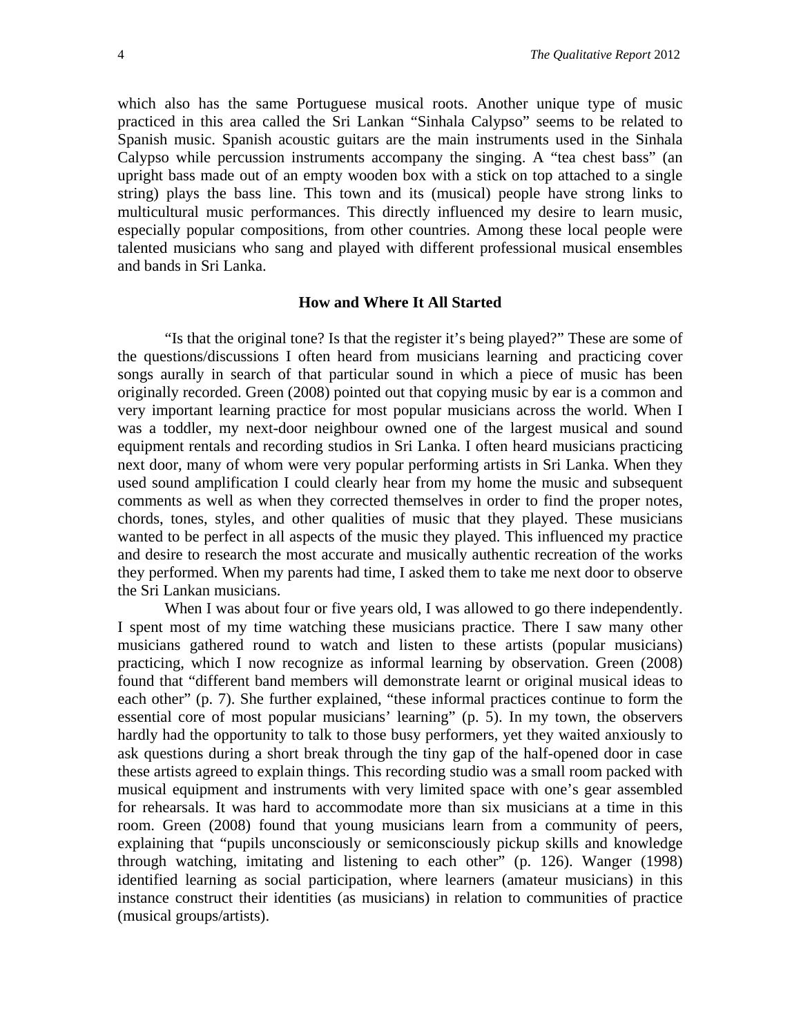which also has the same Portuguese musical roots. Another unique type of music practiced in this area called the Sri Lankan "Sinhala Calypso" seems to be related to Spanish music. Spanish acoustic guitars are the main instruments used in the Sinhala Calypso while percussion instruments accompany the singing. A "tea chest bass" (an upright bass made out of an empty wooden box with a stick on top attached to a single string) plays the bass line. This town and its (musical) people have strong links to multicultural music performances. This directly influenced my desire to learn music, especially popular compositions, from other countries. Among these local people were talented musicians who sang and played with different professional musical ensembles and bands in Sri Lanka.

## How and Where It All Started

"Is that the original tone? Is that the register it's being played?" These are some of the questions/discussions I often heard from musicians learning and practicing cover songs aurally in search of that particular sound in which a piece of music has been originally recorded. Green (2008) pointed out that copying music by ear is a common and very important learning practice for most popular musicians across the world. When I was a toddler, my next-door neighbour owned one of the largest musical and sound equipment rentals and recording studios in Sri Lanka. I often heard musicians practicing next door, many of whom were very popular performing artists in Sri Lanka. When they used sound amplification I could clearly hear from my home the music and subsequent comments as well as when they corrected themselves in order to find the proper notes, chords, tones, styles, and other qualities of music that they played. These musicians wanted to be perfect in all aspects of the music they played. This influenced my practice and desire to research the most accurate and musically authentic recreation of the works they performed. When my parents had time, I asked them to take me next door to observe the Sri Lankan musicians.

When I was about four or five years old, I was allowed to go there independently. I spent most of my time watching these musicians practice. There I saw many other musicians gathered round to watch and listen to these artists (popular musicians) practicing, which I now recognize as informal learning by observation. Green (2008) found that "different band members will demonstrate learnt or original musical ideas to each other" (p. 7). She further explained, "these informal practices continue to form the essential core of most popular musicians' learning" (p. 5). In my town, the observers hardly had the opportunity to talk to those busy performers, yet they waited anxiously to ask questions during a short break through the tiny gap of the half-opened door in case these artists agreed to explain things. This recording studio was a small room packed with musical equipment and instruments with very limited space with one's gear assembled for rehearsals. It was hard to accommodate more than six musicians at a time in this room. Green (2008) found that young musicians learn from a community of peers, explaining that "pupils unconsciously or semiconsciously pickup skills and knowledge through watching, imitating and listening to each other" (p. 126). Wanger (1998) identified learning as social participation, where learners (amateur musicians) in this instance construct their identities (as musicians) in relation to communities of practice (musical groups/artists).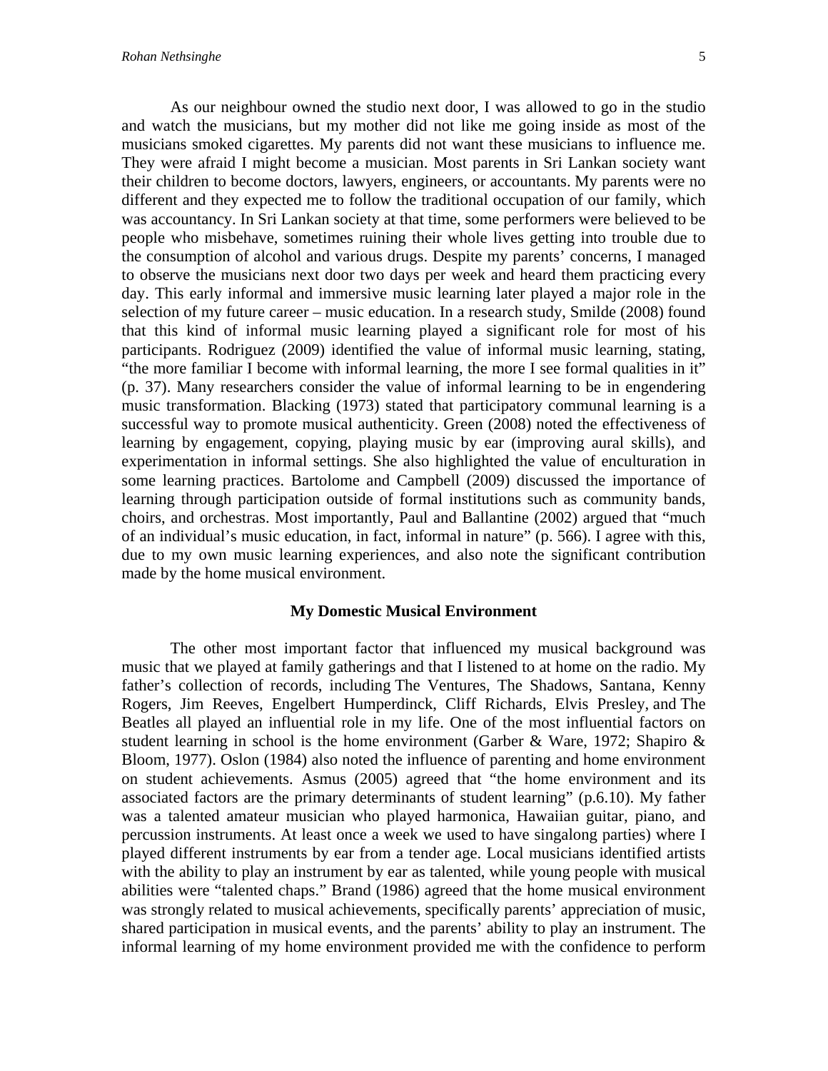As our neighbour owned the studio next door, I was allowed to go in the studio and watch the musicians, but my mother did not like me going inside as most of the musicians smoked cigarettes. My parents did not want these musicians to influence me. They were afraid I might become a musician. Most parents in Sri Lankan society want their children to become doctors, lawyers, engineers, or accountants. My parents were no different and they expected me to follow the traditional occupation of our family, which was accountancy. In Sri Lankan society at that time, some performers were believed to be people who misbehave, sometimes ruining their whole lives getting into trouble due to the consumption of alcohol and various drugs. Despite my parents' concerns, I managed to observe the musicians next door two days per week and heard them practicing every day. This early informal and immersive music learning later played a major role in the selection of my future career – music education. In a research study, Smilde (2008) found that this kind of informal music learning played a significant role for most of his participants. Rodriguez (2009) identified the value of informal music learning, stating, "the more familiar I become with informal learning, the more I see formal qualities in it" (p. 37). Many researchers consider the value of informal learning to be in engendering music transformation. Blacking (1973) stated that participatory communal learning is a successful way to promote musical authenticity. Green (2008) noted the effectiveness of learning by engagement, copying, playing music by ear (improving aural skills), and experimentation in informal settings. She also highlighted the value of enculturation in some learning practices. Bartolome and Campbell (2009) discussed the importance of learning through participation outside of formal institutions such as community bands, choirs, and orchestras. Most importantly, Paul and Ballantine (2002) argued that "much of an individual's music education, in fact, informal in nature" (p. 566). I agree with this, due to my own music learning experiences, and also note the significant contribution made by the home musical environment.

## My Domestic Musical Environment

The other most important factor that influenced my musical background was music that we played at family gatherings and that I listened to at home on the radio. My father's collection of records, including The Ventures, The Shadows, Santana, Kenny Rogers, Jim Reeves, Engelbert Humperdinck, Cliff Richards, Elvis Presley, and The Beatles all played an influential role in my life. One of the most influential factors on student learning in school is the home environment (Garber & Ware, 1972; Shapiro & Bloom, 1977). Oslon (1984) also noted the influence of parenting and home environment on student achievements. Asmus (2005) agreed that "the home environment and its associated factors are the primary determinants of student learning" (p.6.10). My father was a talented amateur musician who played harmonica, Hawaiian guitar, piano, and percussion instruments. At least once a week we used to have singalong parties) where I played different instruments by ear from a tender age. Local musicians identified artists with the ability to play an instrument by ear as talented, while young people with musical abilities were "talented chaps." Brand (1986) agreed that the home musical environment was strongly related to musical achievements, specifically parents' appreciation of music, shared participation in musical events, and the parents' ability to play an instrument. The informal learning of my home environment provided me with the confidence to perform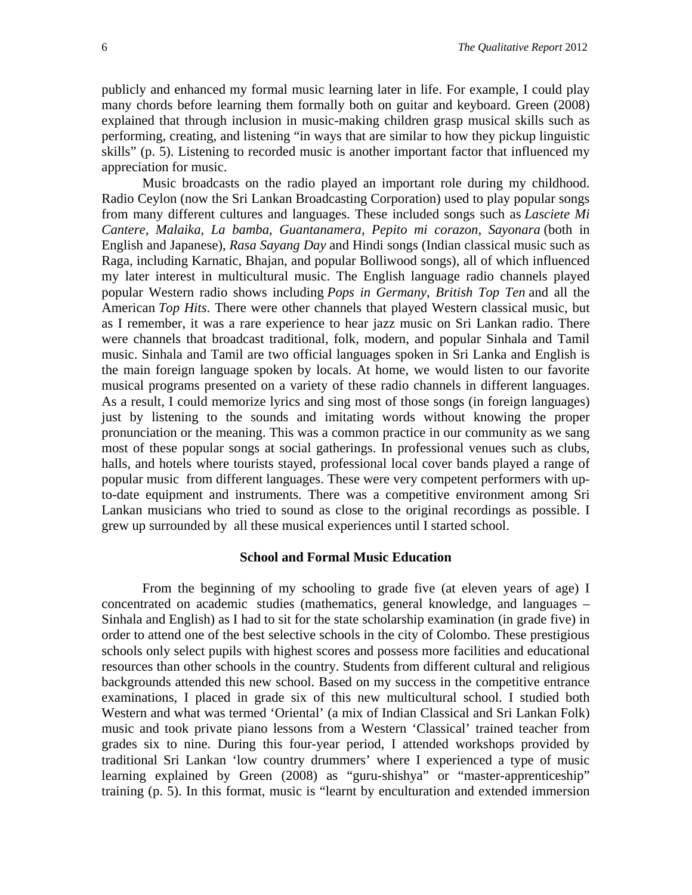publicly and enhanced my formal music learning later in life. For example, I could play many chords before learning them formally both on guitar and keyboard. Green (2008) explained that through inclusion in music-making children grasp musical skills such as performing, creating, and listening "in ways that are similar to how they pickup linguistic skills" (p. 5). Listening to recorded music is another important factor that influenced my appreciation for music.

Music broadcasts on the radio played an important role during my childhood. Radio Ceylon (now the Sri Lankan Broadcasting Corporation) used to play popular songs from many different cultures and languages. These included songs such as *Lasciete Mi Cantere, Malaika, La bamba, Guantanamera, Pepito mi corazon, Sayonara* (both in English and Japanese), *Rasa Sayang Day* and Hindi songs (Indian classical music such as Raga, including Karnatic, Bhajan, and popular Bolliwood songs), all of which influenced my later interest in multicultural music. The English language radio channels played popular Western radio shows including *Pops in Germany*, *British Top Ten* and all the American *Top Hits*. There were other channels that played Western classical music, but as I remember, it was a rare experience to hear jazz music on Sri Lankan radio. There were channels that broadcast traditional, folk, modern, and popular Sinhala and Tamil music. Sinhala and Tamil are two official languages spoken in Sri Lanka and English is the main foreign language spoken by locals. At home, we would listen to our favorite musical programs presented on a variety of these radio channels in different languages. As a result, I could memorize lyrics and sing most of those songs (in foreign languages) just by listening to the sounds and imitating words without knowing the proper pronunciation or the meaning. This was a common practice in our community as we sang most of these popular songs at social gatherings. In professional venues such as clubs, halls, and hotels where tourists stayed, professional local cover bands played a range of popular music from different languages. These were very competent performers with up-to-date equipment and instruments. There was a competitive environment among Sri Lankan musicians who tried to sound as close to the original recordings as possible. I grew up surrounded by all these musical experiences until I started school.

## School and Formal Music Education

From the beginning of my schooling to grade five (at eleven years of age) I concentrated on academic studies (mathematics, general knowledge, and languages – Sinhala and English) as I had to sit for the state scholarship examination (in grade five) in order to attend one of the best selective schools in the city of Colombo. These prestigious schools only select pupils with highest scores and possess more facilities and educational resources than other schools in the country. Students from different cultural and religious backgrounds attended this new school. Based on my success in the competitive entrance examinations, I placed in grade six of this new multicultural school. I studied both Western and what was termed 'Oriental' (a mix of Indian Classical and Sri Lankan Folk) music and took private piano lessons from a Western 'Classical' trained teacher from grades six to nine. During this four-year period, I attended workshops provided by traditional Sri Lankan 'low country drummers' where I experienced a type of music learning explained by Green (2008) as "guru-shishya" or "master-apprenticeship" training (p. 5). In this format, music is "learnt by enculturation and extended immersion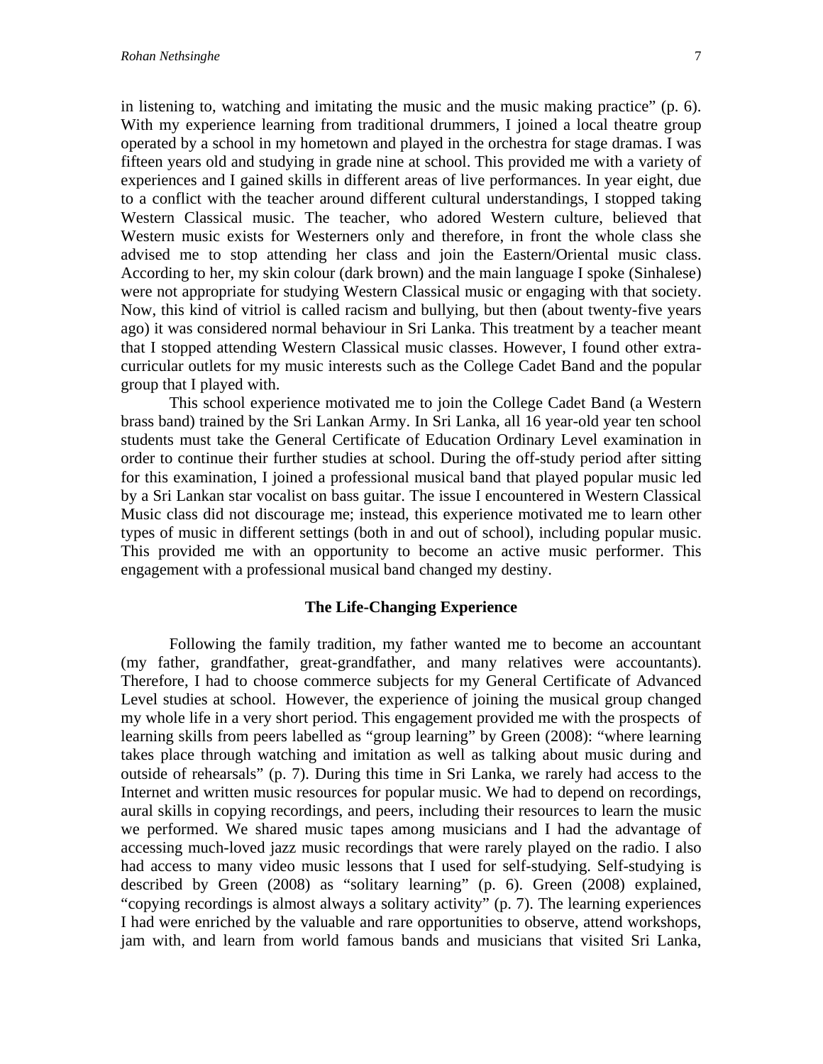in listening to, watching and imitating the music and the music making practice" (p. 6). With my experience learning from traditional drummers, I joined a local theatre group operated by a school in my hometown and played in the orchestra for stage dramas. I was fifteen years old and studying in grade nine at school. This provided me with a variety of experiences and I gained skills in different areas of live performances. In year eight, due to a conflict with the teacher around different cultural understandings, I stopped taking Western Classical music. The teacher, who adored Western culture, believed that Western music exists for Westerners only and therefore, in front the whole class she advised me to stop attending her class and join the Eastern/Oriental music class. According to her, my skin colour (dark brown) and the main language I spoke (Sinhalese) were not appropriate for studying Western Classical music or engaging with that society. Now, this kind of vitriol is called racism and bullying, but then (about twenty-five years ago) it was considered normal behaviour in Sri Lanka. This treatment by a teacher meant that I stopped attending Western Classical music classes. However, I found other extra-curricular outlets for my music interests such as the College Cadet Band and the popular group that I played with.

This school experience motivated me to join the College Cadet Band (a Western brass band) trained by the Sri Lankan Army. In Sri Lanka, all 16 year-old year ten school students must take the General Certificate of Education Ordinary Level examination in order to continue their further studies at school. During the off-study period after sitting for this examination, I joined a professional musical band that played popular music led by a Sri Lankan star vocalist on bass guitar. The issue I encountered in Western Classical Music class did not discourage me; instead, this experience motivated me to learn other types of music in different settings (both in and out of school), including popular music. This provided me with an opportunity to become an active music performer. This engagement with a professional musical band changed my destiny.

## The Life-Changing Experience

Following the family tradition, my father wanted me to become an accountant (my father, grandfather, great-grandfather, and many relatives were accountants). Therefore, I had to choose commerce subjects for my General Certificate of Advanced Level studies at school. However, the experience of joining the musical group changed my whole life in a very short period. This engagement provided me with the prospects of learning skills from peers labelled as "group learning" by Green (2008): "where learning takes place through watching and imitation as well as talking about music during and outside of rehearsals" (p. 7). During this time in Sri Lanka, we rarely had access to the Internet and written music resources for popular music. We had to depend on recordings, aural skills in copying recordings, and peers, including their resources to learn the music we performed. We shared music tapes among musicians and I had the advantage of accessing much-loved jazz music recordings that were rarely played on the radio. I also had access to many video music lessons that I used for self-studying. Self-studying is described by Green (2008) as "solitary learning" (p. 6). Green (2008) explained, "copying recordings is almost always a solitary activity" (p. 7). The learning experiences I had were enriched by the valuable and rare opportunities to observe, attend workshops, jam with, and learn from world famous bands and musicians that visited Sri Lanka,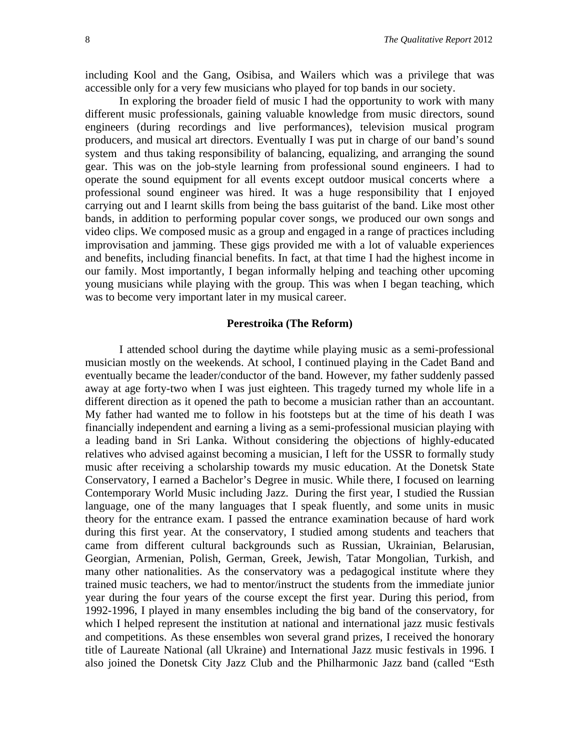including Kool and the Gang, Osibisa, and Wailers which was a privilege that was accessible only for a very few musicians who played for top bands in our society.

In exploring the broader field of music I had the opportunity to work with many different music professionals, gaining valuable knowledge from music directors, sound engineers (during recordings and live performances), television musical program producers, and musical art directors. Eventually I was put in charge of our band's sound system and thus taking responsibility of balancing, equalizing, and arranging the sound gear. This was on the job-style learning from professional sound engineers. I had to operate the sound equipment for all events except outdoor musical concerts where a professional sound engineer was hired. It was a huge responsibility that I enjoyed carrying out and I learnt skills from being the bass guitarist of the band. Like most other bands, in addition to performing popular cover songs, we produced our own songs and video clips. We composed music as a group and engaged in a range of practices including improvisation and jamming. These gigs provided me with a lot of valuable experiences and benefits, including financial benefits. In fact, at that time I had the highest income in our family. Most importantly, I began informally helping and teaching other upcoming young musicians while playing with the group. This was when I began teaching, which was to become very important later in my musical career.

## Perestroika (The Reform)

I attended school during the daytime while playing music as a semi-professional musician mostly on the weekends. At school, I continued playing in the Cadet Band and eventually became the leader/conductor of the band. However, my father suddenly passed away at age forty-two when I was just eighteen. This tragedy turned my whole life in a different direction as it opened the path to become a musician rather than an accountant. My father had wanted me to follow in his footsteps but at the time of his death I was financially independent and earning a living as a semi-professional musician playing with a leading band in Sri Lanka. Without considering the objections of highly-educated relatives who advised against becoming a musician, I left for the USSR to formally study music after receiving a scholarship towards my music education. At the Donetsk State Conservatory, I earned a Bachelor's Degree in music. While there, I focused on learning Contemporary World Music including Jazz. During the first year, I studied the Russian language, one of the many languages that I speak fluently, and some units in music theory for the entrance exam. I passed the entrance examination because of hard work during this first year. At the conservatory, I studied among students and teachers that came from different cultural backgrounds such as Russian, Ukrainian, Belarusian, Georgian, Armenian, Polish, German, Greek, Jewish, Tatar Mongolian, Turkish, and many other nationalities. As the conservatory was a pedagogical institute where they trained music teachers, we had to mentor/instruct the students from the immediate junior year during the four years of the course except the first year. During this period, from 1992-1996, I played in many ensembles including the big band of the conservatory, for which I helped represent the institution at national and international jazz music festivals and competitions. As these ensembles won several grand prizes, I received the honorary title of Laureate National (all Ukraine) and International Jazz music festivals in 1996. I also joined the Donetsk City Jazz Club and the Philharmonic Jazz band (called "Esth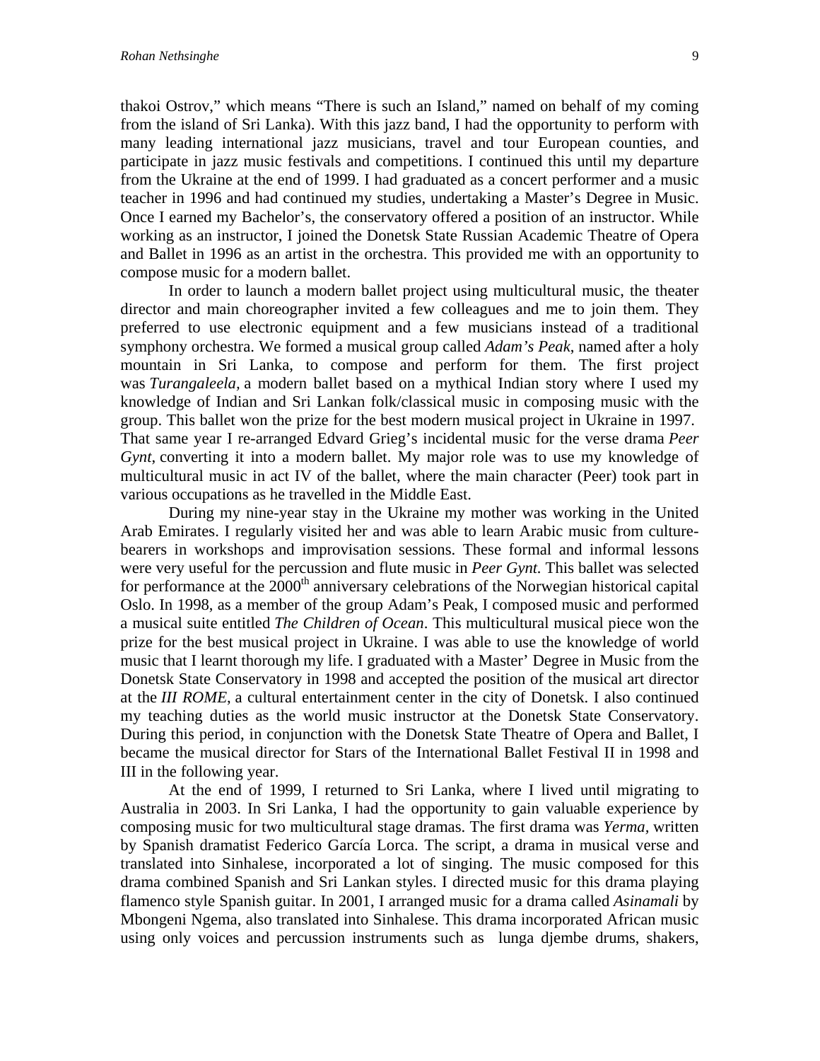thakoi Ostrov," which means "There is such an Island," named on behalf of my coming from the island of Sri Lanka). With this jazz band, I had the opportunity to perform with many leading international jazz musicians, travel and tour European counties, and participate in jazz music festivals and competitions. I continued this until my departure from the Ukraine at the end of 1999. I had graduated as a concert performer and a music teacher in 1996 and had continued my studies, undertaking a Master's Degree in Music. Once I earned my Bachelor's, the conservatory offered a position of an instructor. While working as an instructor, I joined the Donetsk State Russian Academic Theatre of Opera and Ballet in 1996 as an artist in the orchestra. This provided me with an opportunity to compose music for a modern ballet.

In order to launch a modern ballet project using multicultural music, the theater director and main choreographer invited a few colleagues and me to join them. They preferred to use electronic equipment and a few musicians instead of a traditional symphony orchestra. We formed a musical group called *Adam's Peak*, named after a holy mountain in Sri Lanka, to compose and perform for them. The first project was *Turangaleela*, a modern ballet based on a mythical Indian story where I used my knowledge of Indian and Sri Lankan folk/classical music in composing music with the group. This ballet won the prize for the best modern musical project in Ukraine in 1997. That same year I re-arranged Edvard Grieg's incidental music for the verse drama *Peer Gynt*, converting it into a modern ballet. My major role was to use my knowledge of multicultural music in act IV of the ballet, where the main character (Peer) took part in various occupations as he travelled in the Middle East.

During my nine-year stay in the Ukraine my mother was working in the United Arab Emirates. I regularly visited her and was able to learn Arabic music from culture-bearers in workshops and improvisation sessions. These formal and informal lessons were very useful for the percussion and flute music in *Peer Gynt*. This ballet was selected for performance at the 2000th anniversary celebrations of the Norwegian historical capital Oslo. In 1998, as a member of the group Adam's Peak, I composed music and performed a musical suite entitled *The Children of Ocean*. This multicultural musical piece won the prize for the best musical project in Ukraine. I was able to use the knowledge of world music that I learnt thorough my life. I graduated with a Master' Degree in Music from the Donetsk State Conservatory in 1998 and accepted the position of the musical art director at the *III ROME*, a cultural entertainment center in the city of Donetsk. I also continued my teaching duties as the world music instructor at the Donetsk State Conservatory. During this period, in conjunction with the Donetsk State Theatre of Opera and Ballet, I became the musical director for Stars of the International Ballet Festival II in 1998 and III in the following year.

At the end of 1999, I returned to Sri Lanka, where I lived until migrating to Australia in 2003. In Sri Lanka, I had the opportunity to gain valuable experience by composing music for two multicultural stage dramas. The first drama was *Yerma*, written by Spanish dramatist Federico García Lorca. The script, a drama in musical verse and translated into Sinhalese, incorporated a lot of singing. The music composed for this drama combined Spanish and Sri Lankan styles. I directed music for this drama playing flamenco style Spanish guitar. In 2001, I arranged music for a drama called *Asinamali* by Mbongeni Ngema, also translated into Sinhalese. This drama incorporated African music using only voices and percussion instruments such as lunga djembe drums, shakers,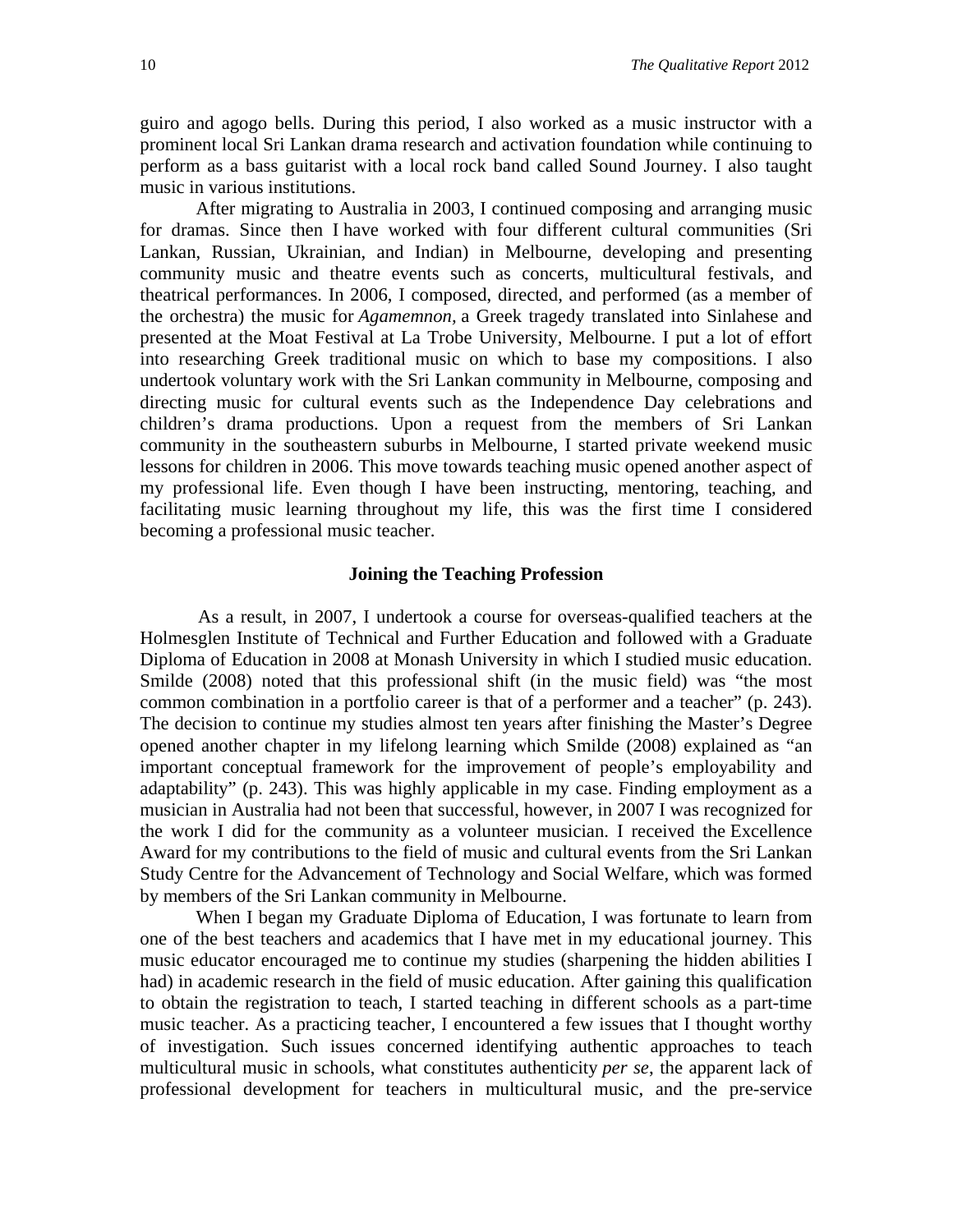guiro and agogo bells. During this period, I also worked as a music instructor with a prominent local Sri Lankan drama research and activation foundation while continuing to perform as a bass guitarist with a local rock band called Sound Journey. I also taught music in various institutions.

After migrating to Australia in 2003, I continued composing and arranging music for dramas. Since then I have worked with four different cultural communities (Sri Lankan, Russian, Ukrainian, and Indian) in Melbourne, developing and presenting community music and theatre events such as concerts, multicultural festivals, and theatrical performances. In 2006, I composed, directed, and performed (as a member of the orchestra) the music for *Agamemnon,* a Greek tragedy translated into Sinlahese and presented at the Moat Festival at La Trobe University, Melbourne. I put a lot of effort into researching Greek traditional music on which to base my compositions. I also undertook voluntary work with the Sri Lankan community in Melbourne, composing and directing music for cultural events such as the Independence Day celebrations and children's drama productions. Upon a request from the members of Sri Lankan community in the southeastern suburbs in Melbourne, I started private weekend music lessons for children in 2006. This move towards teaching music opened another aspect of my professional life. Even though I have been instructing, mentoring, teaching, and facilitating music learning throughout my life, this was the first time I considered becoming a professional music teacher.

### Joining the Teaching Profession

As a result, in 2007, I undertook a course for overseas-qualified teachers at the Holmesglen Institute of Technical and Further Education and followed with a Graduate Diploma of Education in 2008 at Monash University in which I studied music education. Smilde (2008) noted that this professional shift (in the music field) was "the most common combination in a portfolio career is that of a performer and a teacher" (p. 243). The decision to continue my studies almost ten years after finishing the Master's Degree opened another chapter in my lifelong learning which Smilde (2008) explained as "an important conceptual framework for the improvement of people's employability and adaptability" (p. 243). This was highly applicable in my case. Finding employment as a musician in Australia had not been that successful, however, in 2007 I was recognized for the work I did for the community as a volunteer musician. I received the Excellence Award for my contributions to the field of music and cultural events from the Sri Lankan Study Centre for the Advancement of Technology and Social Welfare, which was formed by members of the Sri Lankan community in Melbourne.

When I began my Graduate Diploma of Education, I was fortunate to learn from one of the best teachers and academics that I have met in my educational journey. This music educator encouraged me to continue my studies (sharpening the hidden abilities I had) in academic research in the field of music education. After gaining this qualification to obtain the registration to teach, I started teaching in different schools as a part-time music teacher. As a practicing teacher, I encountered a few issues that I thought worthy of investigation. Such issues concerned identifying authentic approaches to teach multicultural music in schools, what constitutes authenticity *per se*, the apparent lack of professional development for teachers in multicultural music, and the pre-service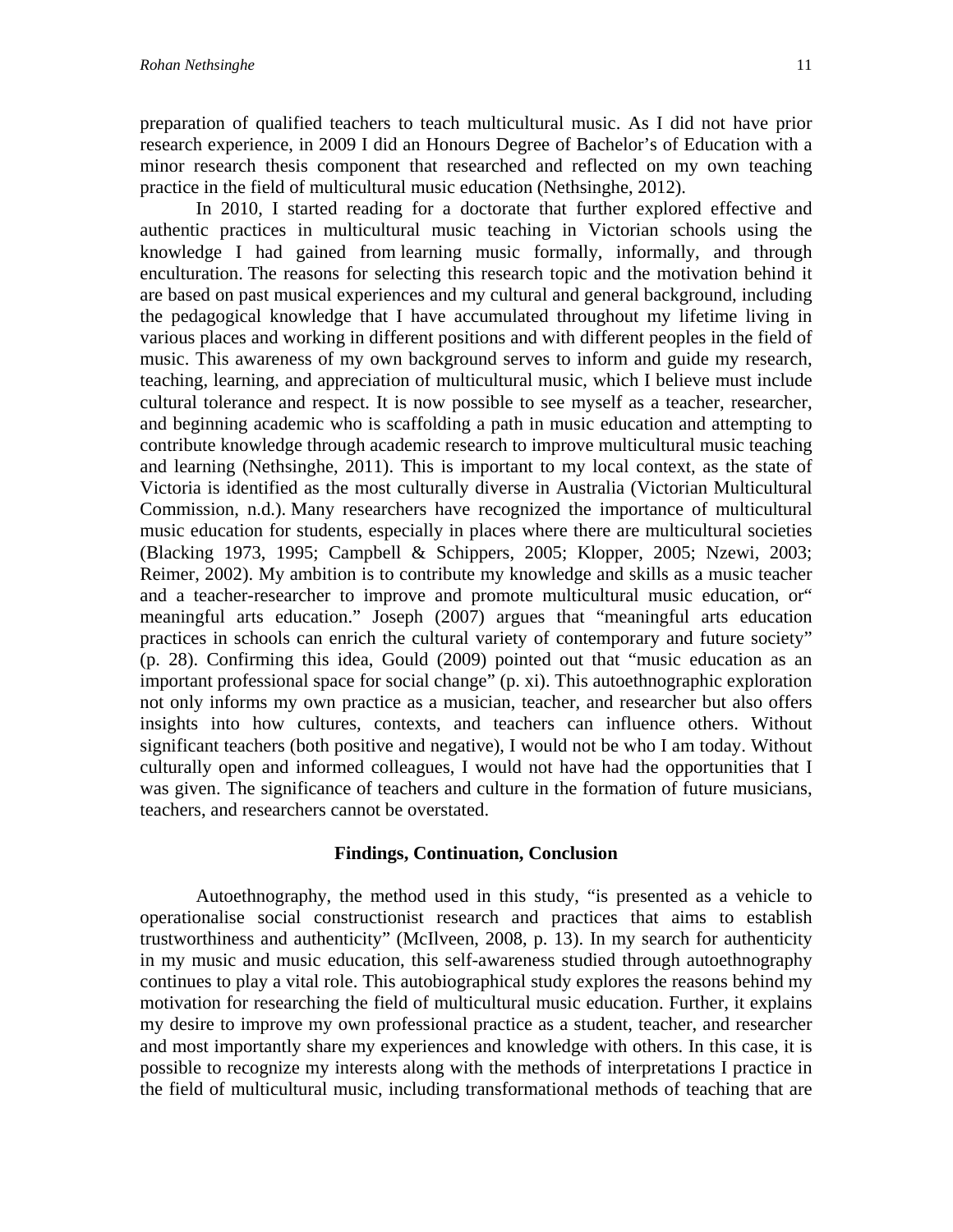preparation of qualified teachers to teach multicultural music. As I did not have prior research experience, in 2009 I did an Honours Degree of Bachelor's of Education with a minor research thesis component that researched and reflected on my own teaching practice in the field of multicultural music education (Nethsinghe, 2012).

In 2010, I started reading for a doctorate that further explored effective and authentic practices in multicultural music teaching in Victorian schools using the knowledge I had gained from learning music formally, informally, and through enculturation. The reasons for selecting this research topic and the motivation behind it are based on past musical experiences and my cultural and general background, including the pedagogical knowledge that I have accumulated throughout my lifetime living in various places and working in different positions and with different peoples in the field of music. This awareness of my own background serves to inform and guide my research, teaching, learning, and appreciation of multicultural music, which I believe must include cultural tolerance and respect. It is now possible to see myself as a teacher, researcher, and beginning academic who is scaffolding a path in music education and attempting to contribute knowledge through academic research to improve multicultural music teaching and learning (Nethsinghe, 2011). This is important to my local context, as the state of Victoria is identified as the most culturally diverse in Australia (Victorian Multicultural Commission, n.d.). Many researchers have recognized the importance of multicultural music education for students, especially in places where there are multicultural societies (Blacking 1973, 1995; Campbell & Schippers, 2005; Klopper, 2005; Nzewi, 2003; Reimer, 2002). My ambition is to contribute my knowledge and skills as a music teacher and a teacher-researcher to improve and promote multicultural music education, or" meaningful arts education." Joseph (2007) argues that "meaningful arts education practices in schools can enrich the cultural variety of contemporary and future society" (p. 28). Confirming this idea, Gould (2009) pointed out that "music education as an important professional space for social change" (p. xi). This autoethnographic exploration not only informs my own practice as a musician, teacher, and researcher but also offers insights into how cultures, contexts, and teachers can influence others. Without significant teachers (both positive and negative), I would not be who I am today. Without culturally open and informed colleagues, I would not have had the opportunities that I was given. The significance of teachers and culture in the formation of future musicians, teachers, and researchers cannot be overstated.

## Findings, Continuation, Conclusion

Autoethnography, the method used in this study, "is presented as a vehicle to operationalise social constructionist research and practices that aims to establish trustworthiness and authenticity" (McIlveen, 2008, p. 13). In my search for authenticity in my music and music education, this self-awareness studied through autoethnography continues to play a vital role. This autobiographical study explores the reasons behind my motivation for researching the field of multicultural music education. Further, it explains my desire to improve my own professional practice as a student, teacher, and researcher and most importantly share my experiences and knowledge with others. In this case, it is possible to recognize my interests along with the methods of interpretations I practice in the field of multicultural music, including transformational methods of teaching that are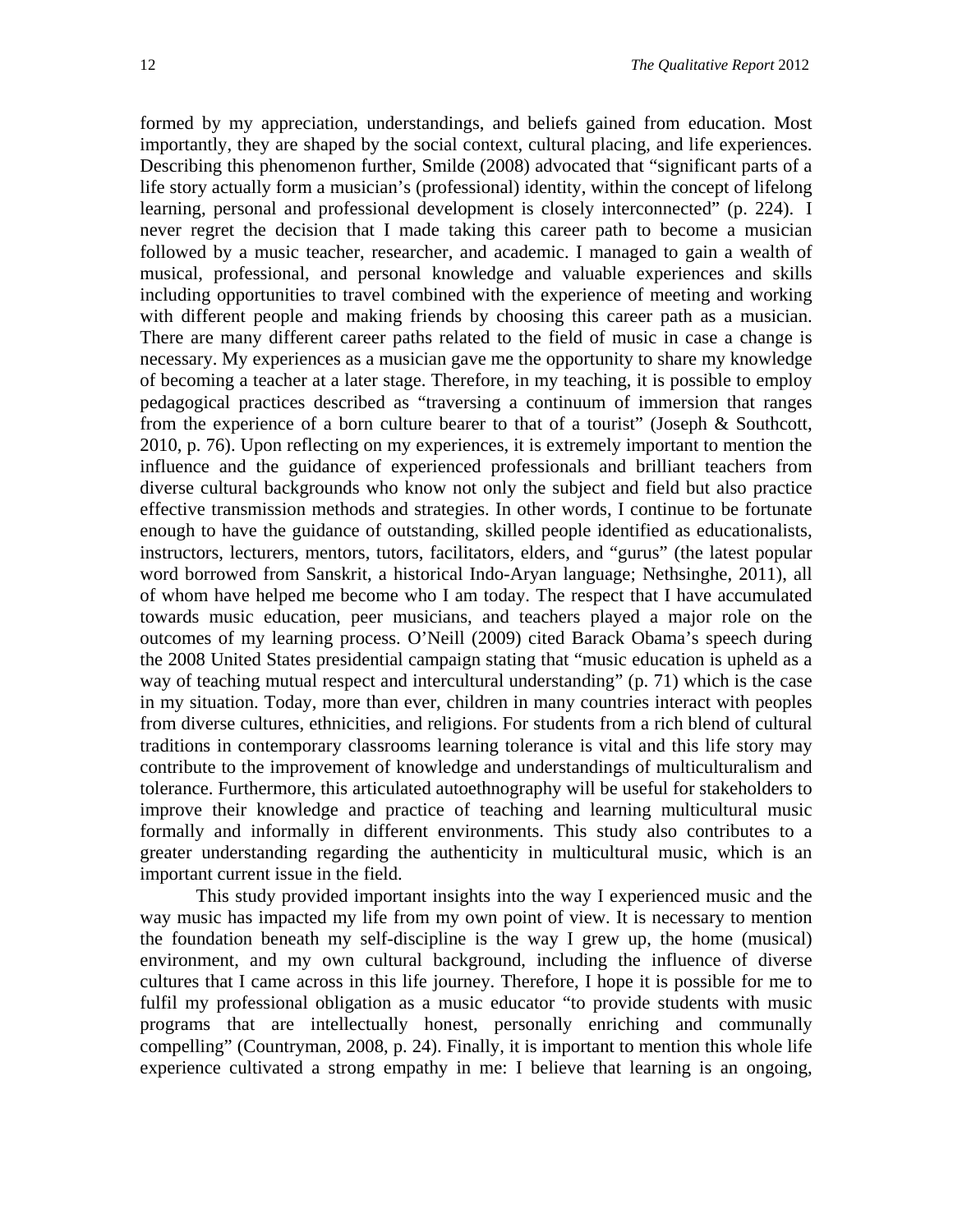formed by my appreciation, understandings, and beliefs gained from education. Most importantly, they are shaped by the social context, cultural placing, and life experiences. Describing this phenomenon further, Smilde (2008) advocated that "significant parts of a life story actually form a musician's (professional) identity, within the concept of lifelong learning, personal and professional development is closely interconnected" (p. 224). I never regret the decision that I made taking this career path to become a musician followed by a music teacher, researcher, and academic. I managed to gain a wealth of musical, professional, and personal knowledge and valuable experiences and skills including opportunities to travel combined with the experience of meeting and working with different people and making friends by choosing this career path as a musician. There are many different career paths related to the field of music in case a change is necessary. My experiences as a musician gave me the opportunity to share my knowledge of becoming a teacher at a later stage. Therefore, in my teaching, it is possible to employ pedagogical practices described as "traversing a continuum of immersion that ranges from the experience of a born culture bearer to that of a tourist" (Joseph & Southcott, 2010, p. 76). Upon reflecting on my experiences, it is extremely important to mention the influence and the guidance of experienced professionals and brilliant teachers from diverse cultural backgrounds who know not only the subject and field but also practice effective transmission methods and strategies. In other words, I continue to be fortunate enough to have the guidance of outstanding, skilled people identified as educationalists, instructors, lecturers, mentors, tutors, facilitators, elders, and "gurus" (the latest popular word borrowed from Sanskrit, a historical Indo-Aryan language; Nethsinghe, 2011), all of whom have helped me become who I am today. The respect that I have accumulated towards music education, peer musicians, and teachers played a major role on the outcomes of my learning process. O'Neill (2009) cited Barack Obama's speech during the 2008 United States presidential campaign stating that "music education is upheld as a way of teaching mutual respect and intercultural understanding" (p. 71) which is the case in my situation. Today, more than ever, children in many countries interact with peoples from diverse cultures, ethnicities, and religions. For students from a rich blend of cultural traditions in contemporary classrooms learning tolerance is vital and this life story may contribute to the improvement of knowledge and understandings of multiculturalism and tolerance. Furthermore, this articulated autoethnography will be useful for stakeholders to improve their knowledge and practice of teaching and learning multicultural music formally and informally in different environments. This study also contributes to a greater understanding regarding the authenticity in multicultural music, which is an important current issue in the field.

This study provided important insights into the way I experienced music and the way music has impacted my life from my own point of view. It is necessary to mention the foundation beneath my self-discipline is the way I grew up, the home (musical) environment, and my own cultural background, including the influence of diverse cultures that I came across in this life journey. Therefore, I hope it is possible for me to fulfil my professional obligation as a music educator "to provide students with music programs that are intellectually honest, personally enriching and communally compelling" (Countryman, 2008, p. 24). Finally, it is important to mention this whole life experience cultivated a strong empathy in me: I believe that learning is an ongoing,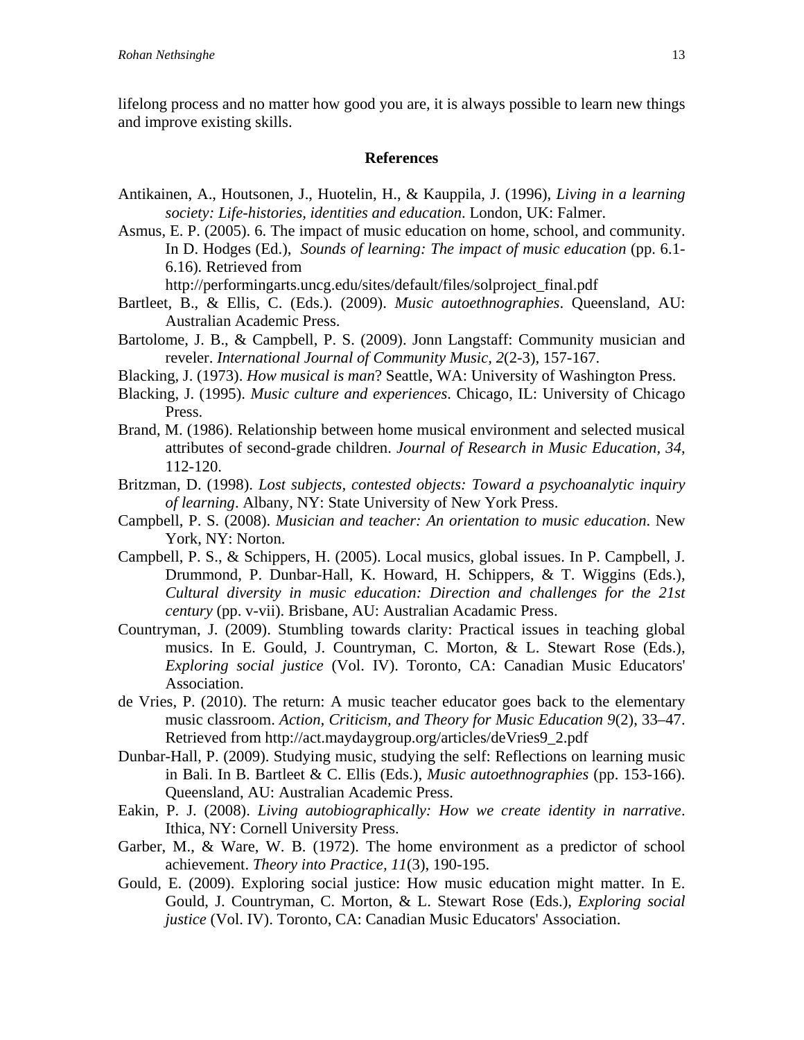lifelong process and no matter how good you are, it is always possible to learn new things and improve existing skills.

## References

Antikainen, A., Houtsonen, J., Huotelin, H., & Kauppila, J. (1996), *Living in a learning society: Life-histories, identities and education*. London, UK: Falmer.

Asmus, E. P. (2005). 6. The impact of music education on home, school, and community. In D. Hodges (Ed.), *Sounds of learning: The impact of music education* (pp. 6.1-6.16). Retrieved from http://performingarts.uncg.edu/sites/default/files/solproject_final.pdf

Bartleet, B., & Ellis, C. (Eds.). (2009). *Music autoethnographies*. Queensland, AU: Australian Academic Press.

Bartolome, J. B., & Campbell, P. S. (2009). Jonn Langstaff: Community musician and reveler. *International Journal of Community Music, 2*(2-3), 157-167.

Blacking, J. (1973). *How musical is man*? Seattle, WA: University of Washington Press.

Blacking, J. (1995). *Music culture and experiences*. Chicago, IL: University of Chicago Press.

Brand, M. (1986). Relationship between home musical environment and selected musical attributes of second-grade children. *Journal of Research in Music Education, 34*, 112-120.

Britzman, D. (1998). *Lost subjects, contested objects: Toward a psychoanalytic inquiry of learning*. Albany, NY: State University of New York Press.

Campbell, P. S. (2008). *Musician and teacher: An orientation to music education*. New York, NY: Norton.

Campbell, P. S., & Schippers, H. (2005). Local musics, global issues. In P. Campbell, J. Drummond, P. Dunbar-Hall, K. Howard, H. Schippers, & T. Wiggins (Eds.), *Cultural diversity in music education: Direction and challenges for the 21st century* (pp. v-vii). Brisbane, AU: Australian Acadamic Press.

Countryman, J. (2009). Stumbling towards clarity: Practical issues in teaching global musics. In E. Gould, J. Countryman, C. Morton, & L. Stewart Rose (Eds.), *Exploring social justice* (Vol. IV). Toronto, CA: Canadian Music Educators' Association.

de Vries, P. (2010). The return: A music teacher educator goes back to the elementary music classroom. *Action, Criticism, and Theory for Music Education 9*(2), 33–47. Retrieved from http://act.maydaygroup.org/articles/deVries9_2.pdf

Dunbar-Hall, P. (2009). Studying music, studying the self: Reflections on learning music in Bali. In B. Bartleet & C. Ellis (Eds.), *Music autoethnographies* (pp. 153-166). Queensland, AU: Australian Academic Press.

Eakin, P. J. (2008). *Living autobiographically: How we create identity in narrative*. Ithica, NY: Cornell University Press.

Garber, M., & Ware, W. B. (1972). The home environment as a predictor of school achievement. *Theory into Practice, 11*(3), 190-195.

Gould, E. (2009). Exploring social justice: How music education might matter. In E. Gould, J. Countryman, C. Morton, & L. Stewart Rose (Eds.), *Exploring social justice* (Vol. IV). Toronto, CA: Canadian Music Educators' Association.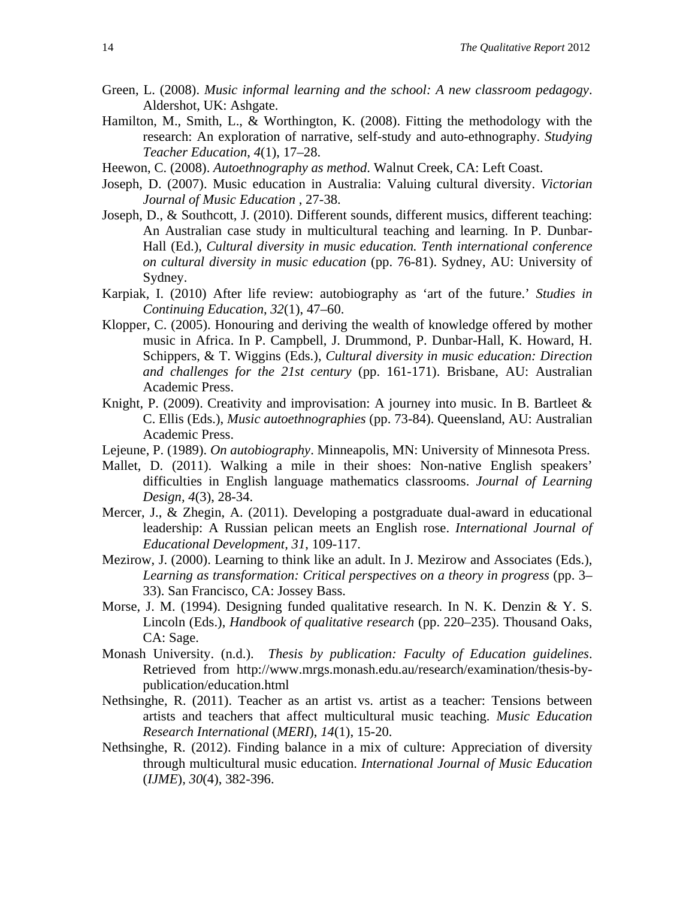Green, L. (2008). *Music informal learning and the school: A new classroom pedagogy*. Aldershot, UK: Ashgate.

Hamilton, M., Smith, L., & Worthington, K. (2008). Fitting the methodology with the research: An exploration of narrative, self-study and auto-ethnography. *Studying Teacher Education*, *4*(1), 17–28.

Heewon, C. (2008). *Autoethnography as method*. Walnut Creek, CA: Left Coast.

Joseph, D. (2007). Music education in Australia: Valuing cultural diversity. *Victorian Journal of Music Education* , 27-38.

Joseph, D., & Southcott, J. (2010). Different sounds, different musics, different teaching: An Australian case study in multicultural teaching and learning. In P. Dunbar-Hall (Ed.), *Cultural diversity in music education. Tenth international conference on cultural diversity in music education* (pp. 76-81). Sydney, AU: University of Sydney.

Karpiak, I. (2010) After life review: autobiography as 'art of the future.' *Studies in Continuing Education*, *32*(1), 47–60.

Klopper, C. (2005). Honouring and deriving the wealth of knowledge offered by mother music in Africa. In P. Campbell, J. Drummond, P. Dunbar-Hall, K. Howard, H. Schippers, & T. Wiggins (Eds.), *Cultural diversity in music education: Direction and challenges for the 21st century* (pp. 161-171). Brisbane, AU: Australian Academic Press.

Knight, P. (2009). Creativity and improvisation: A journey into music. In B. Bartleet & C. Ellis (Eds.), *Music autoethnographies* (pp. 73-84). Queensland, AU: Australian Academic Press.

Lejeune, P. (1989). *On autobiography*. Minneapolis, MN: University of Minnesota Press.

Mallet, D. (2011). Walking a mile in their shoes: Non-native English speakers' difficulties in English language mathematics classrooms. *Journal of Learning Design, 4*(3), 28-34.

Mercer, J., & Zhegin, A. (2011). Developing a postgraduate dual-award in educational leadership: A Russian pelican meets an English rose. *International Journal of Educational Development, 31*, 109-117.

Mezirow, J. (2000). Learning to think like an adult. In J. Mezirow and Associates (Eds.), *Learning as transformation: Critical perspectives on a theory in progress* (pp. 3–33). San Francisco, CA: Jossey Bass.

Morse, J. M. (1994). Designing funded qualitative research. In N. K. Denzin & Y. S. Lincoln (Eds.), *Handbook of qualitative research* (pp. 220–235). Thousand Oaks, CA: Sage.

Monash University. (n.d.). *Thesis by publication: Faculty of Education guidelines*. Retrieved from http://www.mrgs.monash.edu.au/research/examination/thesis-by-publication/education.html

Nethsinghe, R. (2011). Teacher as an artist vs. artist as a teacher: Tensions between artists and teachers that affect multicultural music teaching. *Music Education Research International* (*MERI*), *14*(1), 15-20.

Nethsinghe, R. (2012). Finding balance in a mix of culture: Appreciation of diversity through multicultural music education. *International Journal of Music Education* (*IJME*), *30*(4), 382-396.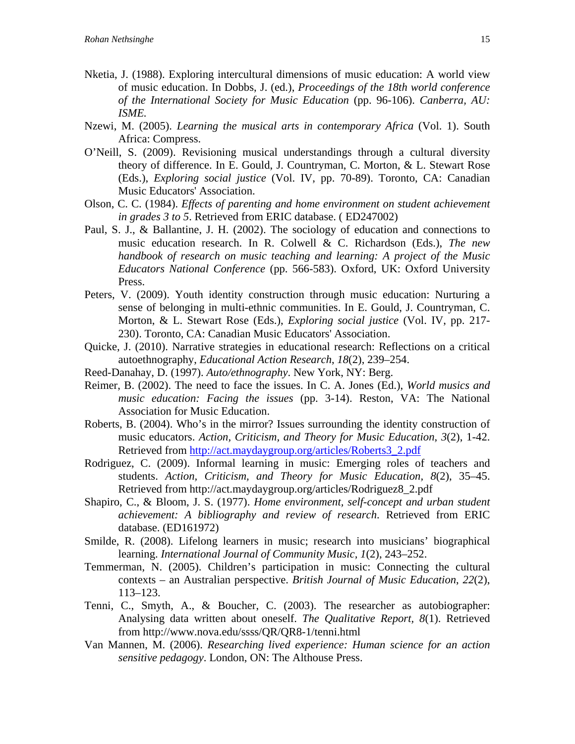Nketia, J. (1988). Exploring intercultural dimensions of music education: A world view of music education. In Dobbs, J. (ed.), *Proceedings of the 18th world conference of the International Society for Music Education* (pp. 96-106). *Canberra, AU: ISME.*

Nzewi, M. (2005). *Learning the musical arts in contemporary Africa* (Vol. 1). South Africa: Compress.

O'Neill, S. (2009). Revisioning musical understandings through a cultural diversity theory of difference. In E. Gould, J. Countryman, C. Morton, & L. Stewart Rose (Eds.), *Exploring social justice* (Vol. IV, pp. 70-89). Toronto, CA: Canadian Music Educators' Association.

Olson, C. C. (1984). *Effects of parenting and home environment on student achievement in grades 3 to 5*. Retrieved from ERIC database. ( ED247002)

Paul, S. J., & Ballantine, J. H. (2002). The sociology of education and connections to music education research. In R. Colwell & C. Richardson (Eds.), *The new handbook of research on music teaching and learning: A project of the Music Educators National Conference* (pp. 566-583). Oxford, UK: Oxford University Press.

Peters, V. (2009). Youth identity construction through music education: Nurturing a sense of belonging in multi-ethnic communities. In E. Gould, J. Countryman, C. Morton, & L. Stewart Rose (Eds.), *Exploring social justice* (Vol. IV, pp. 217-230). Toronto, CA: Canadian Music Educators' Association.

Quicke, J. (2010). Narrative strategies in educational research: Reflections on a critical autoethnography, *Educational Action Research*, *18*(2), 239–254.

Reed-Danahay, D. (1997). *Auto/ethnography*. New York, NY: Berg.

Reimer, B. (2002). The need to face the issues. In C. A. Jones (Ed.), *World musics and music education: Facing the issues* (pp. 3-14). Reston, VA: The National Association for Music Education.

Roberts, B. (2004). Who's in the mirror? Issues surrounding the identity construction of music educators. *Action, Criticism, and Theory for Music Education*, *3*(2), 1-42. Retrieved from http://act.maydaygroup.org/articles/Roberts3_2.pdf

Rodriguez, C. (2009). Informal learning in music: Emerging roles of teachers and students. *Action, Criticism, and Theory for Music Education*, *8*(2), 35–45. Retrieved from http://act.maydaygroup.org/articles/Rodriguez8_2.pdf

Shapiro, C., & Bloom, J. S. (1977). *Home environment, self-concept and urban student achievement: A bibliography and review of research*. Retrieved from ERIC database. (ED161972)

Smilde, R. (2008). Lifelong learners in music; research into musicians' biographical learning. *International Journal of Community Music, 1*(2), 243–252.

Temmerman, N. (2005). Children's participation in music: Connecting the cultural contexts – an Australian perspective. *British Journal of Music Education*, *22*(2), 113–123.

Tenni, C., Smyth, A., & Boucher, C. (2003). The researcher as autobiographer: Analysing data written about oneself. *The Qualitative Report*, *8*(1). Retrieved from http://www.nova.edu/ssss/QR/QR8-1/tenni.html

Van Mannen, M. (2006). *Researching lived experience: Human science for an action sensitive pedagogy*. London, ON: The Althouse Press.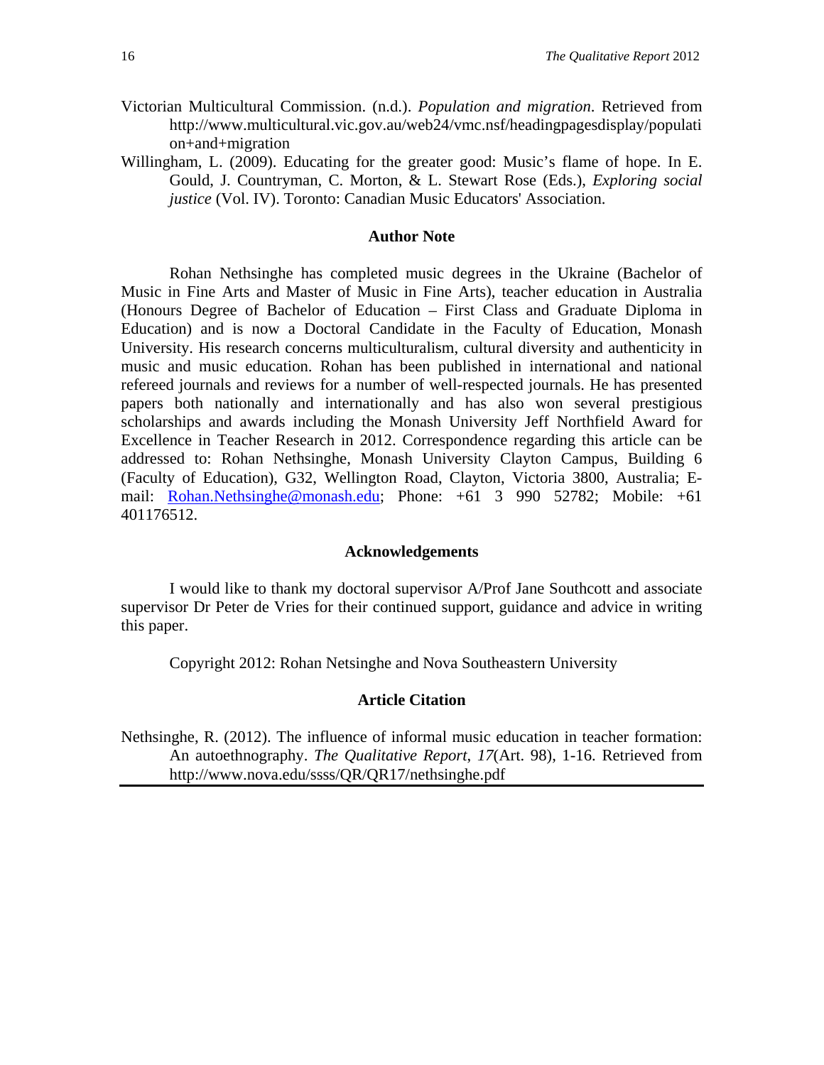Victorian Multicultural Commission. (n.d.). *Population and migration*. Retrieved from http://www.multicultural.vic.gov.au/web24/vmc.nsf/headingpagesdisplay/population+and+migration

Willingham, L. (2009). Educating for the greater good: Music's flame of hope. In E. Gould, J. Countryman, C. Morton, & L. Stewart Rose (Eds.), *Exploring social justice* (Vol. IV). Toronto: Canadian Music Educators' Association.

## Author Note

Rohan Nethsinghe has completed music degrees in the Ukraine (Bachelor of Music in Fine Arts and Master of Music in Fine Arts), teacher education in Australia (Honours Degree of Bachelor of Education – First Class and Graduate Diploma in Education) and is now a Doctoral Candidate in the Faculty of Education, Monash University. His research concerns multiculturalism, cultural diversity and authenticity in music and music education. Rohan has been published in international and national refereed journals and reviews for a number of well-respected journals. He has presented papers both nationally and internationally and has also won several prestigious scholarships and awards including the Monash University Jeff Northfield Award for Excellence in Teacher Research in 2012. Correspondence regarding this article can be addressed to: Rohan Nethsinghe, Monash University Clayton Campus, Building 6 (Faculty of Education), G32, Wellington Road, Clayton, Victoria 3800, Australia; E-mail: Rohan.Nethsinghe@monash.edu; Phone: +61 3 990 52782; Mobile: +61 401176512.

## Acknowledgements

I would like to thank my doctoral supervisor A/Prof Jane Southcott and associate supervisor Dr Peter de Vries for their continued support, guidance and advice in writing this paper.

Copyright 2012: Rohan Netsinghe and Nova Southeastern University

## Article Citation

Nethsinghe, R. (2012). The influence of informal music education in teacher formation: An autoethnography. *The Qualitative Report*, *17*(Art. 98), 1-16. Retrieved from http://www.nova.edu/ssss/QR/QR17/nethsinghe.pdf